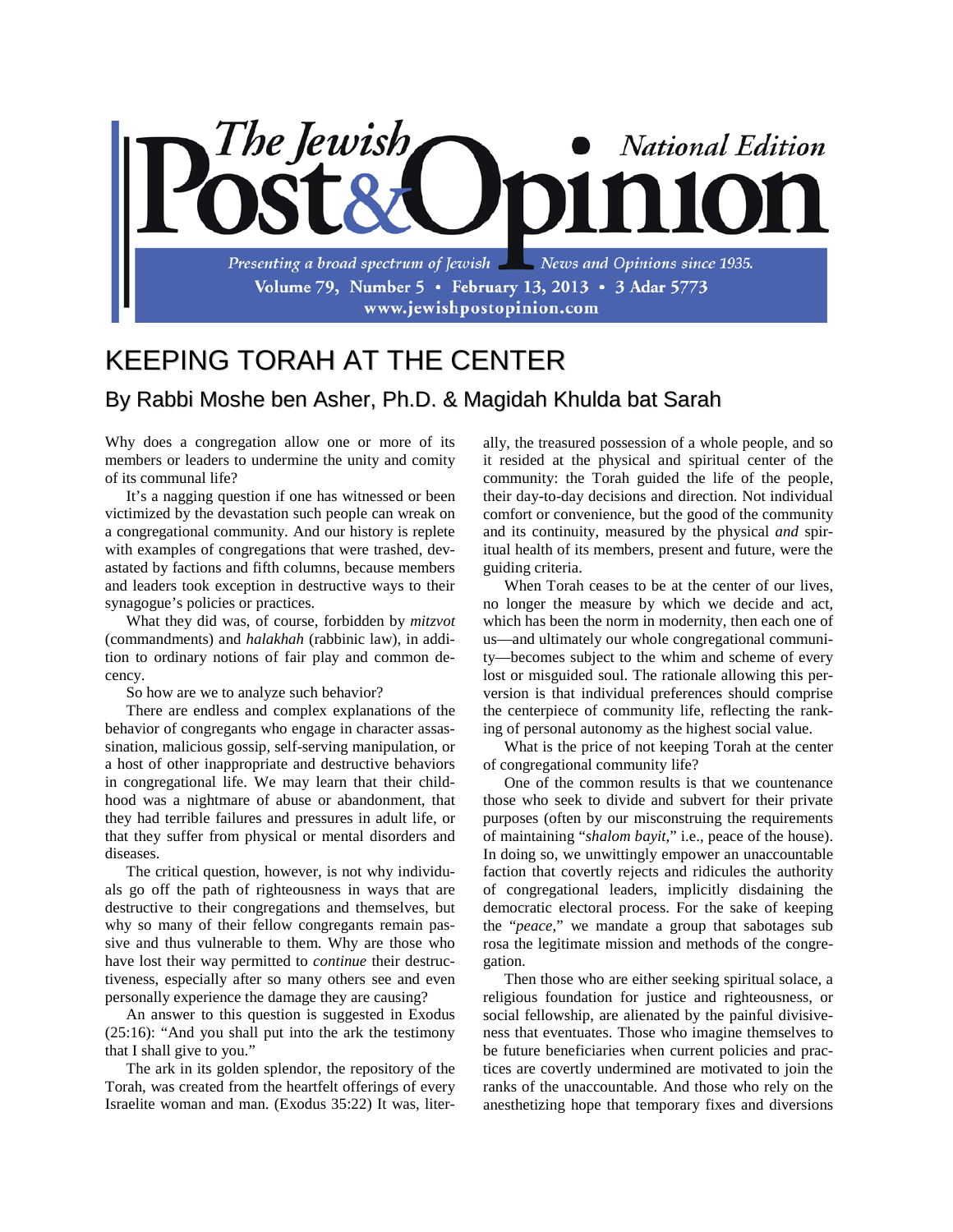# KEEPING TORAH AT THE CENTER

## By Rabbi Moshe ben Asher, Ph.D. & Magidah Khulda bat Sarah

Why does a congregation allow one or more of its members or leaders to undermine the unity and comity of its communal life?

It's a nagging question if one has witnessed or been victimized by the devastation such people can wreak on a congregational community. And our history is replete with examples of congregations that were trashed, devastated by factions and fifth columns, because members and leaders took exception in destructive ways to their synagogue's policies or practices.

What they did was, of course, forbidden by *mitzvot* (commandments) and *halakhah* (rabbinic law), in addition to ordinary notions of fair play and common decency.

So how are we to analyze such behavior?

There are endless and complex explanations of the behavior of congregants who engage in character assassination, malicious gossip, self-serving manipulation, or a host of other inappropriate and destructive behaviors in congregational life. We may learn that their childhood was a nightmare of abuse or abandonment, that they had terrible failures and pressures in adult life, or that they suffer from physical or mental disorders and diseases.

The critical question, however, is not why individuals go off the path of righteousness in ways that are destructive to their congregations and themselves, but why so many of their fellow congregants remain passive and thus vulnerable to them. Why are those who have lost their way permitted to *continue* their destructiveness, especially after so many others see and even personally experience the damage they are causing?

An answer to this question is suggested in Exodus (25:16): "And you shall put into the ark the testimony that I shall give to you."

The ark in its golden splendor, the repository of the Torah, was created from the heartfelt offerings of every Israelite woman and man. (Exodus 35:22) It was, literally, the treasured possession of a whole people, and so it resided at the physical and spiritual center of the community: the Torah guided the life of the people, their day-to-day decisions and direction. Not individual comfort or convenience, but the good of the community and its continuity, measured by the physical *and* spiritual health of its members, present and future, were the guiding criteria.

When Torah ceases to be at the center of our lives, no longer the measure by which we decide and act, which has been the norm in modernity, then each one of us—and ultimately our whole congregational community—becomes subject to the whim and scheme of every lost or misguided soul. The rationale allowing this perversion is that individual preferences should comprise the centerpiece of community life, reflecting the ranking of personal autonomy as the highest social value.

What is the price of not keeping Torah at the center of congregational community life?

One of the common results is that we countenance those who seek to divide and subvert for their private purposes (often by our misconstruing the requirements of maintaining "*shalom bayit,*" i.e., peace of the house). In doing so, we unwittingly empower an unaccountable faction that covertly rejects and ridicules the authority of congregational leaders, implicitly disdaining the democratic electoral process. For the sake of keeping the "*peace,*" we mandate a group that sabotages sub rosa the legitimate mission and methods of the congregation.

Then those who are either seeking spiritual solace, a religious foundation for justice and righteousness, or social fellowship, are alienated by the painful divisiveness that eventuates. Those who imagine themselves to be future beneficiaries when current policies and practices are covertly undermined are motivated to join the ranks of the unaccountable. And those who rely on the anesthetizing hope that temporary fixes and diversions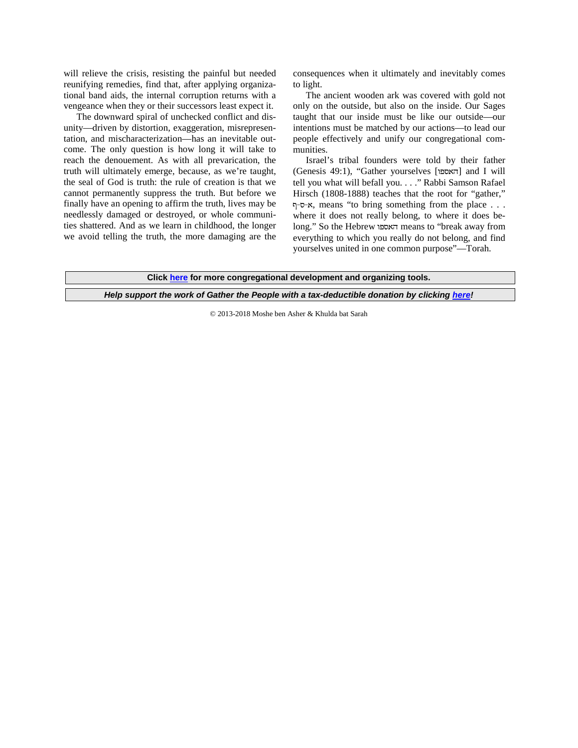will relieve the crisis, resisting the painful but needed reunifying remedies, find that, after applying organizational band aids, the internal corruption returns with a vengeance when they or their successors least expect it.

The downward spiral of unchecked conflict and disunity—driven by distortion, exaggeration, misrepresentation, and mischaracterization—has an inevitable outcome. The only question is how long it will take to reach the denouement. As with all prevarication, the truth will ultimately emerge, because, as we're taught, the seal of God is truth: the rule of creation is that we cannot permanently suppress the truth. But before we finally have an opening to affirm the truth, lives may be needlessly damaged or destroyed, or whole communities shattered. And as we learn in childhood, the longer we avoid telling the truth, the more damaging are the consequences when it ultimately and inevitably comes to light.

The ancient wooden ark was covered with gold not only on the outside, but also on the inside. Our Sages taught that our inside must be like our outside—our intentions must be matched by our actions—to lead our people effectively and unify our congregational communities.

Israel's tribal founders were told by their father (Genesis 49:1), "Gather yourselves [האספו] and I will tell you what will befall you. . . ." Rabbi Samson Rafael Hirsch (1808-1888) teaches that the root for "gather," א-ס-ף, means "to bring something from the place . . . where it does not really belong, to where it does belong." So the Hebrew האספו means to "break away from everything to which you really do not belong, and find yourselves united in one common purpose"—Torah.

**Click here for more congregational development and organizing tools.**

***Help support the work of Gather the People with a tax-deductible donation by clicking here!***

© 2013-2018 Moshe ben Asher & Khulda bat Sarah